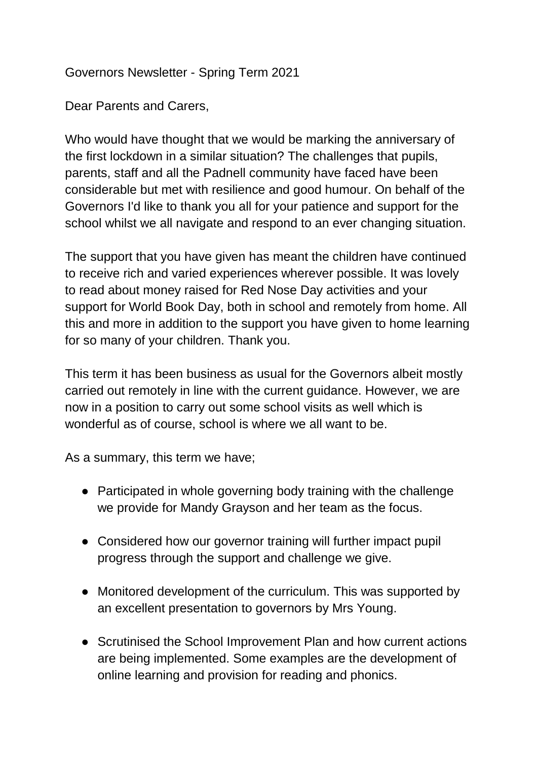Governors Newsletter - Spring Term 2021

Dear Parents and Carers,

Who would have thought that we would be marking the anniversary of the first lockdown in a similar situation? The challenges that pupils, parents, staff and all the Padnell community have faced have been considerable but met with resilience and good humour. On behalf of the Governors I'd like to thank you all for your patience and support for the school whilst we all navigate and respond to an ever changing situation.

The support that you have given has meant the children have continued to receive rich and varied experiences wherever possible. It was lovely to read about money raised for Red Nose Day activities and your support for World Book Day, both in school and remotely from home. All this and more in addition to the support you have given to home learning for so many of your children. Thank you.

This term it has been business as usual for the Governors albeit mostly carried out remotely in line with the current guidance. However, we are now in a position to carry out some school visits as well which is wonderful as of course, school is where we all want to be.

As a summary, this term we have;

- Participated in whole governing body training with the challenge we provide for Mandy Grayson and her team as the focus.
- Considered how our governor training will further impact pupil progress through the support and challenge we give.
- Monitored development of the curriculum. This was supported by an excellent presentation to governors by Mrs Young.
- Scrutinised the School Improvement Plan and how current actions are being implemented. Some examples are the development of online learning and provision for reading and phonics.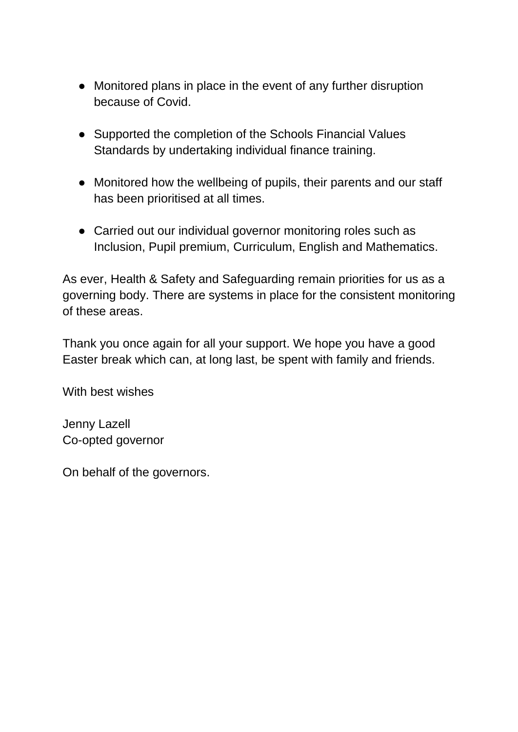- Monitored plans in place in the event of any further disruption because of Covid.

- Supported the completion of the Schools Financial Values Standards by undertaking individual finance training.

- Monitored how the wellbeing of pupils, their parents and our staff has been prioritised at all times.

- Carried out our individual governor monitoring roles such as Inclusion, Pupil premium, Curriculum, English and Mathematics.

As ever, Health & Safety and Safeguarding remain priorities for us as a governing body. There are systems in place for the consistent monitoring of these areas.

Thank you once again for all your support. We hope you have a good Easter break which can, at long last, be spent with family and friends.

With best wishes

Jenny Lazell
Co-opted governor

On behalf of the governors.